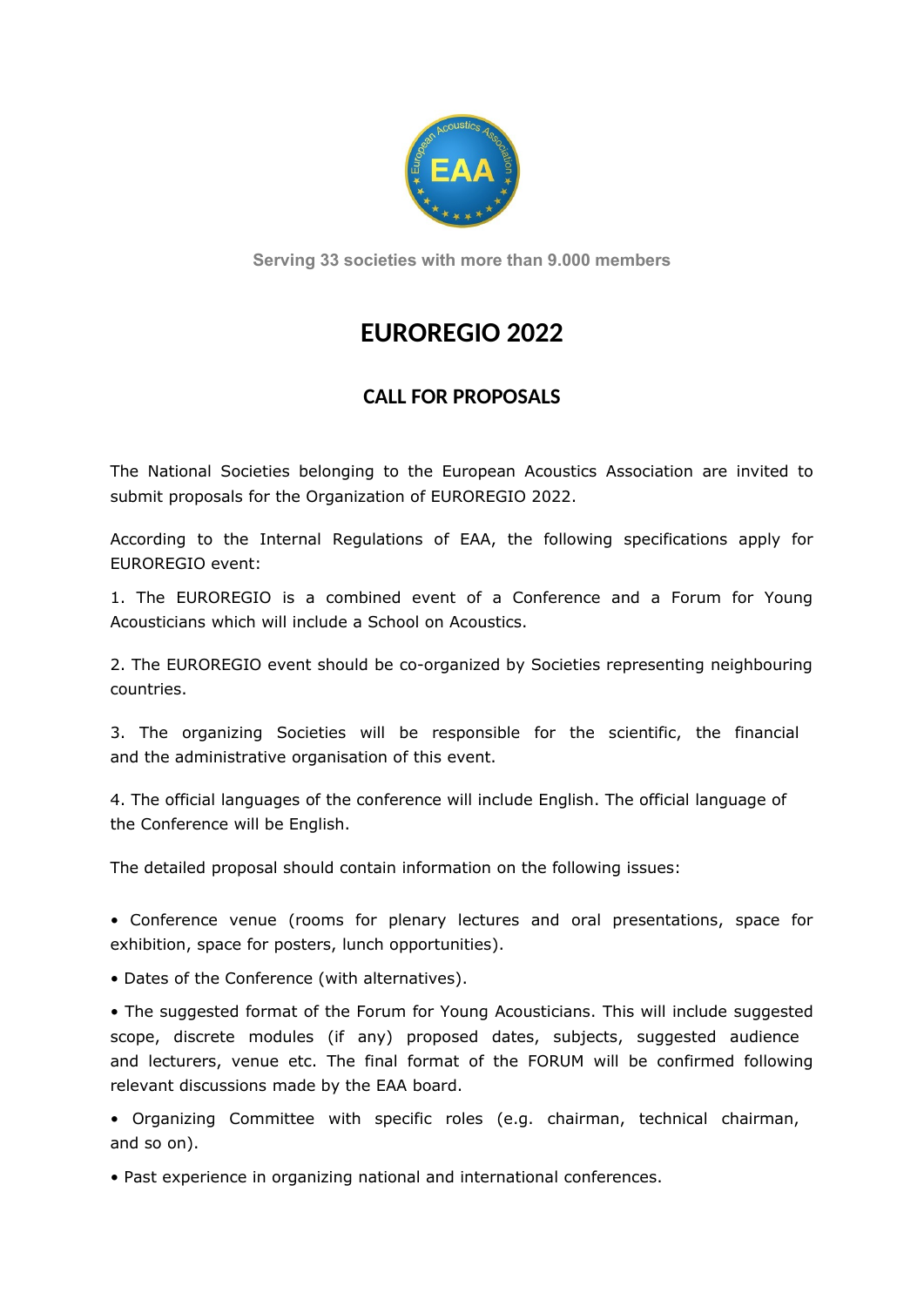Serving 33 societies with more than 9.000 members

# EUROREGIO 2022

## CALL FOR PROPOSALS

The National Societies belonging to the European Acoustics Association are invited to submit proposals for the Organization of EUROREGIO 2022.

According to the Internal Regulations of EAA, the following specifications apply for EUROREGIO event:

1. The EUROREGIO is a combined event of a Conference and a Forum for Young Acousticians which will include a School on Acoustics.

2. The EUROREGIO event should be co-organized by Societies representing neighbouring countries.

3. The organizing Societies will be responsible for the scientific, the financial and the administrative organisation of this event.

4. The official languages of the conference will include English. The official language of the Conference will be English.

The detailed proposal should contain information on the following issues:

- Conference venue (rooms for plenary lectures and oral presentations, space for exhibition, space for posters, lunch opportunities).
- Dates of the Conference (with alternatives).
- The suggested format of the Forum for Young Acousticians. This will include suggested scope, discrete modules (if any) proposed dates, subjects, suggested audience and lecturers, venue etc. The final format of the FORUM will be confirmed following relevant discussions made by the EAA board.
- Organizing Committee with specific roles (e.g. chairman, technical chairman, and so on).
- Past experience in organizing national and international conferences.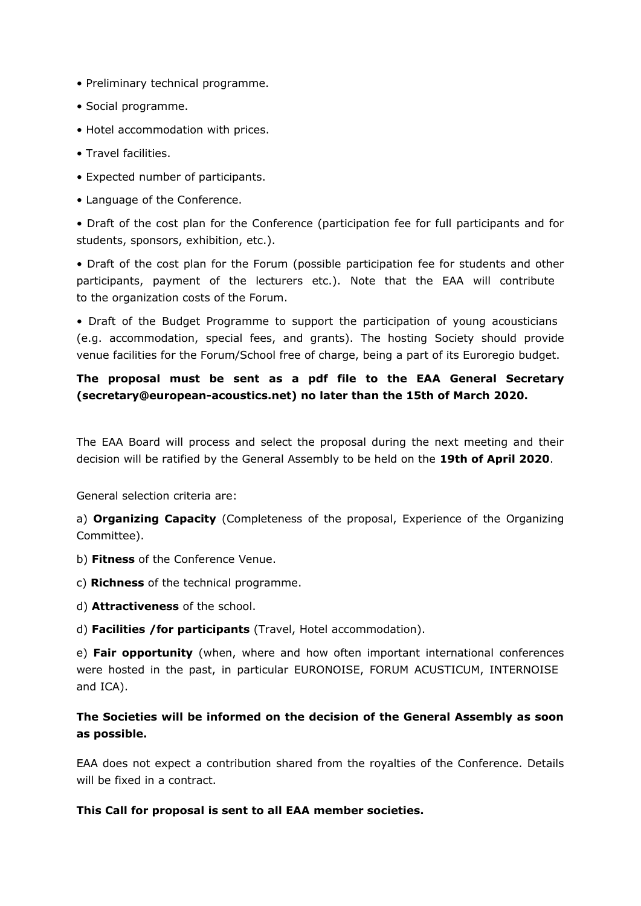- Preliminary technical programme.
- Social programme.
- Hotel accommodation with prices.
- Travel facilities.
- Expected number of participants.
- Language of the Conference.
- Draft of the cost plan for the Conference (participation fee for full participants and for students, sponsors, exhibition, etc.).
- Draft of the cost plan for the Forum (possible participation fee for students and other participants, payment of the lecturers etc.). Note that the EAA will contribute to the organization costs of the Forum.
- Draft of the Budget Programme to support the participation of young acousticians (e.g. accommodation, special fees, and grants). The hosting Society should provide venue facilities for the Forum/School free of charge, being a part of its Euroregio budget.

**The proposal must be sent as a pdf file to the EAA General Secretary (secretary@european-acoustics.net) no later than the 15th of March 2020.**

The EAA Board will process and select the proposal during the next meeting and their decision will be ratified by the General Assembly to be held on the **19th of April 2020**.

General selection criteria are:

a) **Organizing Capacity** (Completeness of the proposal, Experience of the Organizing Committee).

b) **Fitness** of the Conference Venue.

c) **Richness** of the technical programme.

d) **Attractiveness** of the school.

d) **Facilities /for participants** (Travel, Hotel accommodation).

e) **Fair opportunity** (when, where and how often important international conferences were hosted in the past, in particular EURONOISE, FORUM ACUSTICUM, INTERNOISE and ICA).

**The Societies will be informed on the decision of the General Assembly as soon as possible.**

EAA does not expect a contribution shared from the royalties of the Conference. Details will be fixed in a contract.

**This Call for proposal is sent to all EAA member societies.**